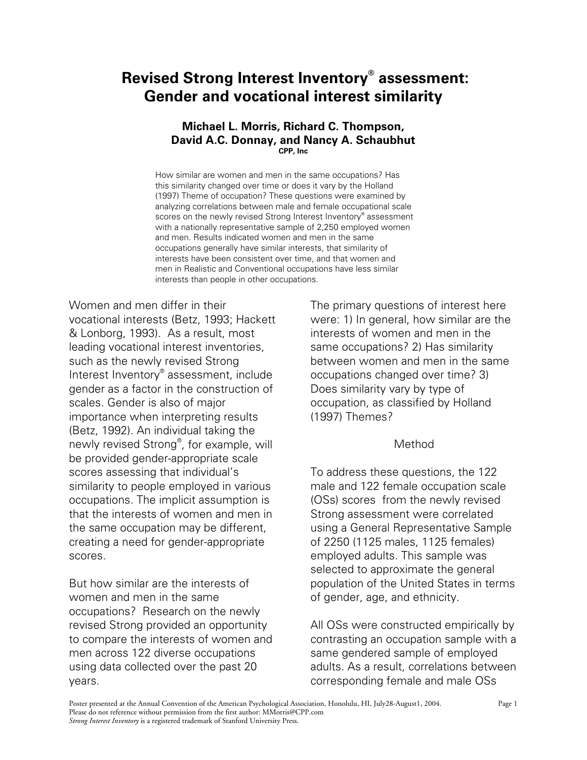# Revised Strong Interest Inventory® assessment: Gender and vocational interest similarity

**Michael L. Morris, Richard C. Thompson, David A.C. Donnay, and Nancy A. Schaubhut**
**CPP, Inc**

How similar are women and men in the same occupations? Has this similarity changed over time or does it vary by the Holland (1997) Theme of occupation? These questions were examined by analyzing correlations between male and female occupational scale scores on the newly revised Strong Interest Inventory® assessment with a nationally representative sample of 2,250 employed women and men. Results indicated women and men in the same occupations generally have similar interests, that similarity of interests have been consistent over time, and that women and men in Realistic and Conventional occupations have less similar interests than people in other occupations.

Women and men differ in their vocational interests (Betz, 1993; Hackett & Lonborg, 1993). As a result, most leading vocational interest inventories, such as the newly revised Strong Interest Inventory® assessment, include gender as a factor in the construction of scales. Gender is also of major importance when interpreting results (Betz, 1992). An individual taking the newly revised Strong®, for example, will be provided gender-appropriate scale scores assessing that individual's similarity to people employed in various occupations. The implicit assumption is that the interests of women and men in the same occupation may be different, creating a need for gender-appropriate scores.

But how similar are the interests of women and men in the same occupations? Research on the newly revised Strong provided an opportunity to compare the interests of women and men across 122 diverse occupations using data collected over the past 20 years.

The primary questions of interest here were: 1) In general, how similar are the interests of women and men in the same occupations? 2) Has similarity between women and men in the same occupations changed over time? 3) Does similarity vary by type of occupation, as classified by Holland (1997) Themes?

## Method

To address these questions, the 122 male and 122 female occupation scale (OSs) scores from the newly revised Strong assessment were correlated using a General Representative Sample of 2250 (1125 males, 1125 females) employed adults. This sample was selected to approximate the general population of the United States in terms of gender, age, and ethnicity.

All OSs were constructed empirically by contrasting an occupation sample with a same gendered sample of employed adults. As a result, correlations between corresponding female and male OSs

Poster presented at the Annual Convention of the American Psychological Association, Honolulu, HI, July28-August1, 2004.
Please do not reference without permission from the first author: MMorris@CPP.com
*Strong Interest Inventory* is a registered trademark of Stanford University Press.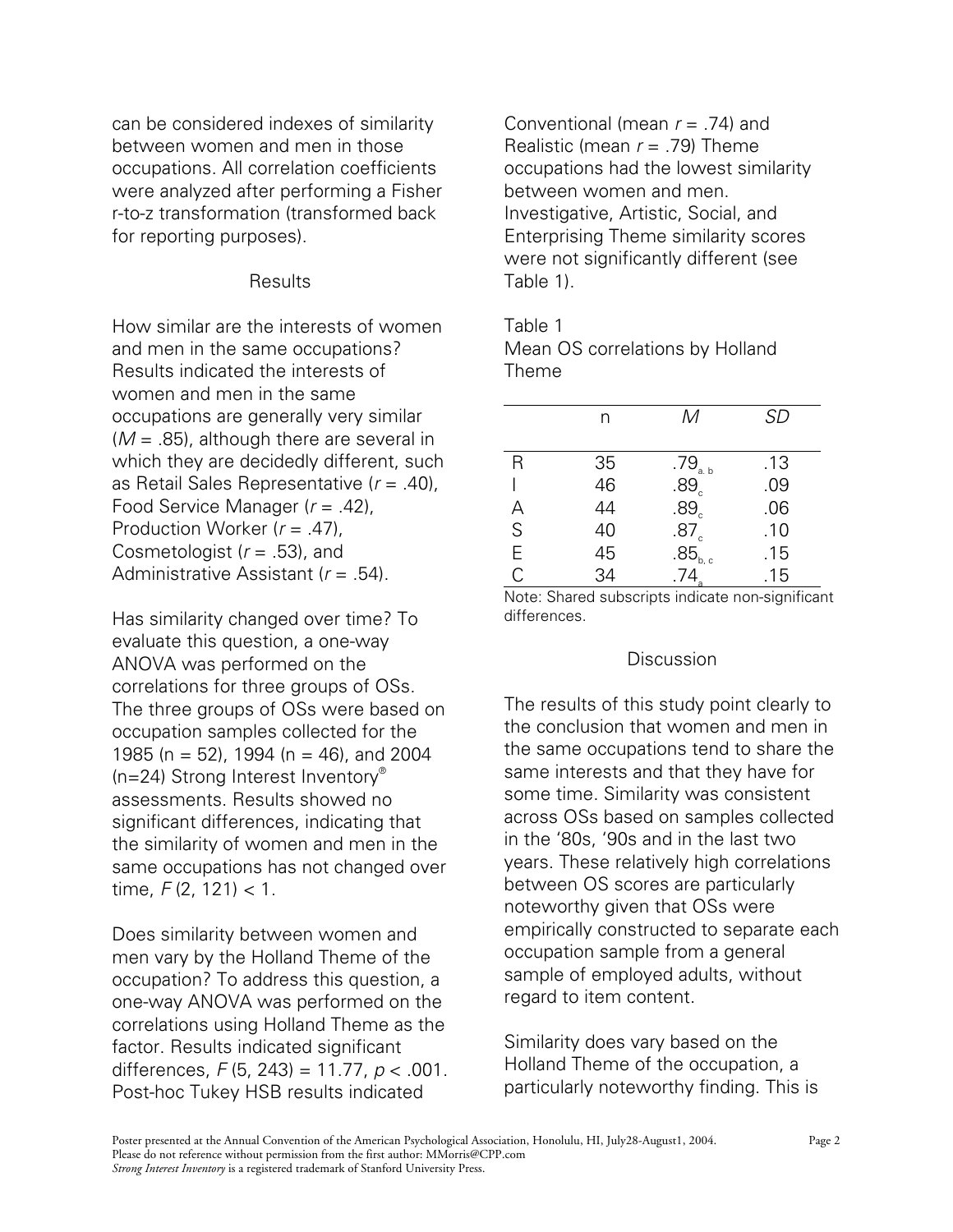can be considered indexes of similarity between women and men in those occupations. All correlation coefficients were analyzed after performing a Fisher r-to-z transformation (transformed back for reporting purposes).

## Results

How similar are the interests of women and men in the same occupations? Results indicated the interests of women and men in the same occupations are generally very similar ($M = .85$), although there are several in which they are decidedly different, such as Retail Sales Representative ($r = .40$), Food Service Manager ($r = .42$), Production Worker ($r = .47$), Cosmetologist ($r = .53$), and Administrative Assistant ($r = .54$).

Has similarity changed over time? To evaluate this question, a one-way ANOVA was performed on the correlations for three groups of OSs. The three groups of OSs were based on occupation samples collected for the 1985 (n = 52), 1994 (n = 46), and 2004 (n=24) Strong Interest Inventory® assessments. Results showed no significant differences, indicating that the similarity of women and men in the same occupations has not changed over time, $F(2, 121) < 1$.

Does similarity between women and men vary by the Holland Theme of the occupation? To address this question, a one-way ANOVA was performed on the correlations using Holland Theme as the factor. Results indicated significant differences, $F(5, 243) = 11.77$, $p < .001$. Post-hoc Tukey HSB results indicated Conventional (mean $r = .74$) and Realistic (mean $r = .79$) Theme occupations had the lowest similarity between women and men. Investigative, Artistic, Social, and Enterprising Theme similarity scores were not significantly different (see Table 1).

Table 1
Mean OS correlations by Holland Theme

| | n | *M* | *SD* |
|---|---|---|---|
| R | 35 | $.79_{a,b}$ | .13 |
| I | 46 | $.89_{c}$ | .09 |
| A | 44 | $.89_{c}$ | .06 |
| S | 40 | $.87_{c}$ | .10 |
| E | 45 | $.85_{b,c}$ | .15 |
| C | 34 | $.74_{a}$ | .15 |

Note: Shared subscripts indicate non-significant differences.

## Discussion

The results of this study point clearly to the conclusion that women and men in the same occupations tend to share the same interests and that they have for some time. Similarity was consistent across OSs based on samples collected in the '80s, '90s and in the last two years. These relatively high correlations between OS scores are particularly noteworthy given that OSs were empirically constructed to separate each occupation sample from a general sample of employed adults, without regard to item content.

Similarity does vary based on the Holland Theme of the occupation, a particularly noteworthy finding. This is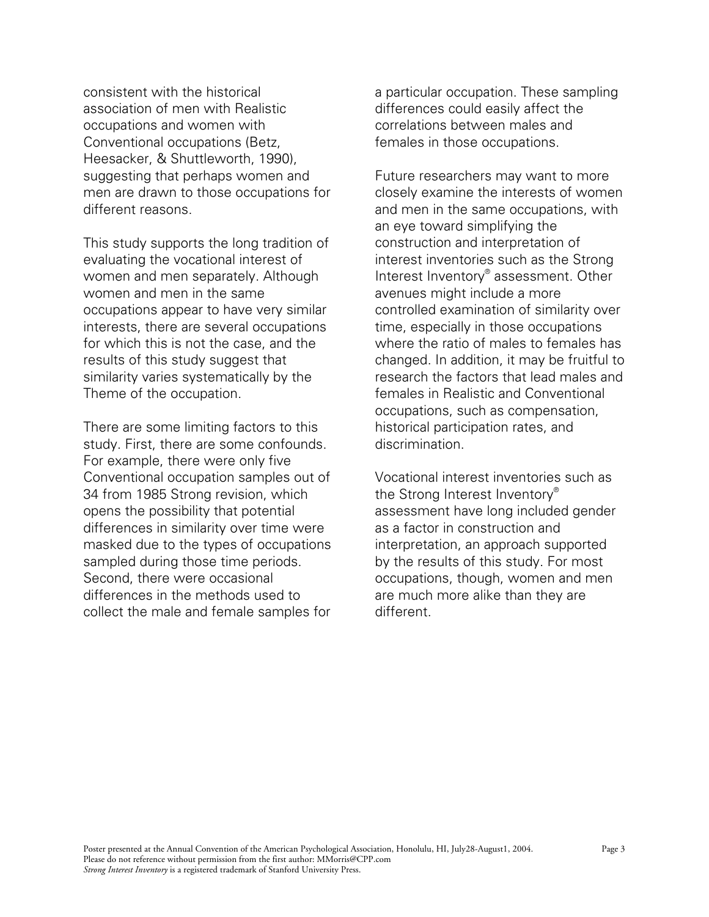consistent with the historical association of men with Realistic occupations and women with Conventional occupations (Betz, Heesacker, & Shuttleworth, 1990), suggesting that perhaps women and men are drawn to those occupations for different reasons.

This study supports the long tradition of evaluating the vocational interest of women and men separately. Although women and men in the same occupations appear to have very similar interests, there are several occupations for which this is not the case, and the results of this study suggest that similarity varies systematically by the Theme of the occupation.

There are some limiting factors to this study. First, there are some confounds. For example, there were only five Conventional occupation samples out of 34 from 1985 Strong revision, which opens the possibility that potential differences in similarity over time were masked due to the types of occupations sampled during those time periods. Second, there were occasional differences in the methods used to collect the male and female samples for a particular occupation. These sampling differences could easily affect the correlations between males and females in those occupations.

Future researchers may want to more closely examine the interests of women and men in the same occupations, with an eye toward simplifying the construction and interpretation of interest inventories such as the Strong Interest Inventory® assessment. Other avenues might include a more controlled examination of similarity over time, especially in those occupations where the ratio of males to females has changed. In addition, it may be fruitful to research the factors that lead males and females in Realistic and Conventional occupations, such as compensation, historical participation rates, and discrimination.

Vocational interest inventories such as the Strong Interest Inventory® assessment have long included gender as a factor in construction and interpretation, an approach supported by the results of this study. For most occupations, though, women and men are much more alike than they are different.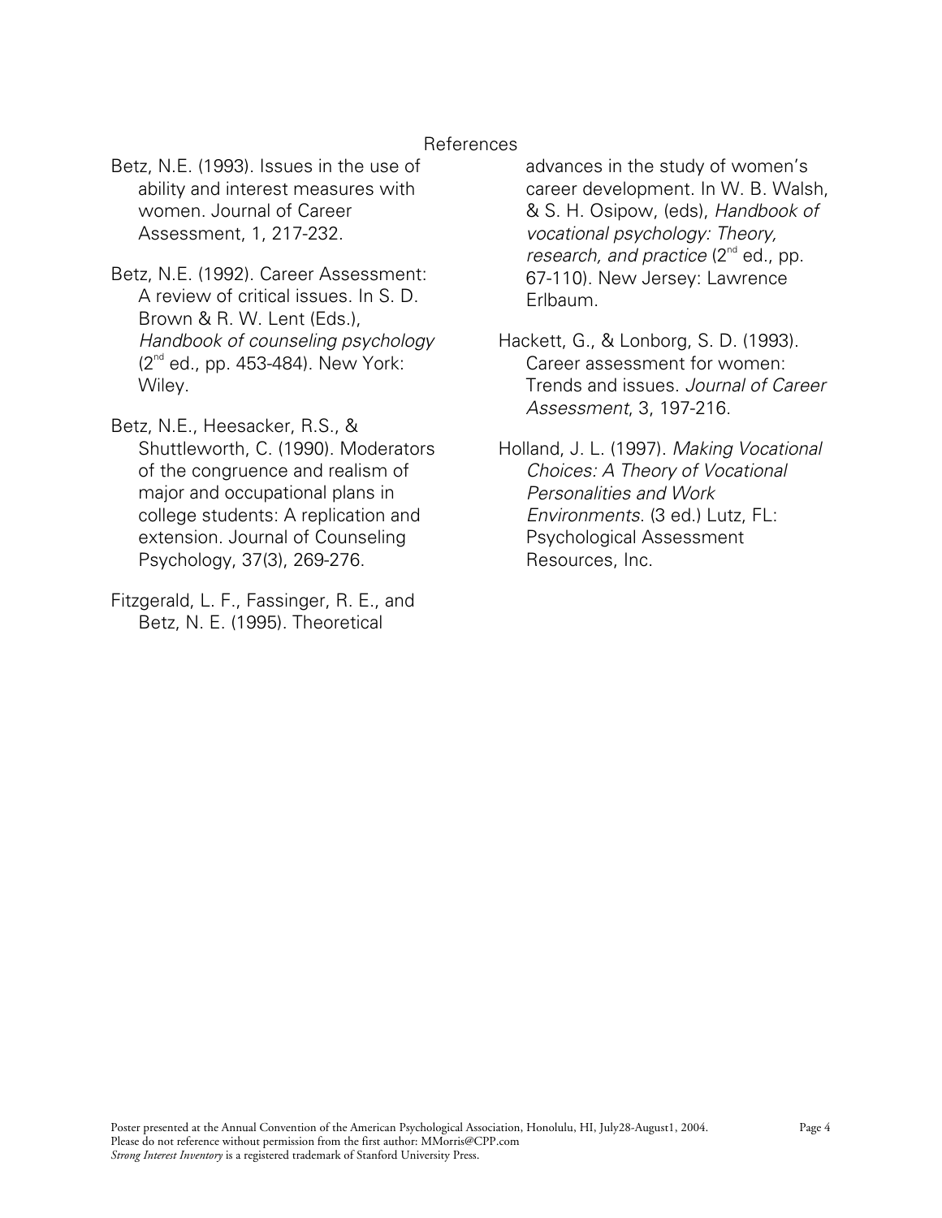## References

Betz, N.E. (1993). Issues in the use of ability and interest measures with women. Journal of Career Assessment, 1, 217-232.

Betz, N.E. (1992). Career Assessment: A review of critical issues. In S. D. Brown & R. W. Lent (Eds.), *Handbook of counseling psychology* (2nd ed., pp. 453-484). New York: Wiley.

Betz, N.E., Heesacker, R.S., & Shuttleworth, C. (1990). Moderators of the congruence and realism of major and occupational plans in college students: A replication and extension. Journal of Counseling Psychology, 37(3), 269-276.

Fitzgerald, L. F., Fassinger, R. E., and Betz, N. E. (1995). Theoretical advances in the study of women's career development. In W. B. Walsh, & S. H. Osipow, (eds), *Handbook of vocational psychology: Theory, research, and practice* (2nd ed., pp. 67-110). New Jersey: Lawrence Erlbaum.

Hackett, G., & Lonborg, S. D. (1993). Career assessment for women: Trends and issues. *Journal of Career Assessment*, 3, 197-216.

Holland, J. L. (1997). *Making Vocational Choices: A Theory of Vocational Personalities and Work Environments*. (3 ed.) Lutz, FL: Psychological Assessment Resources, Inc.